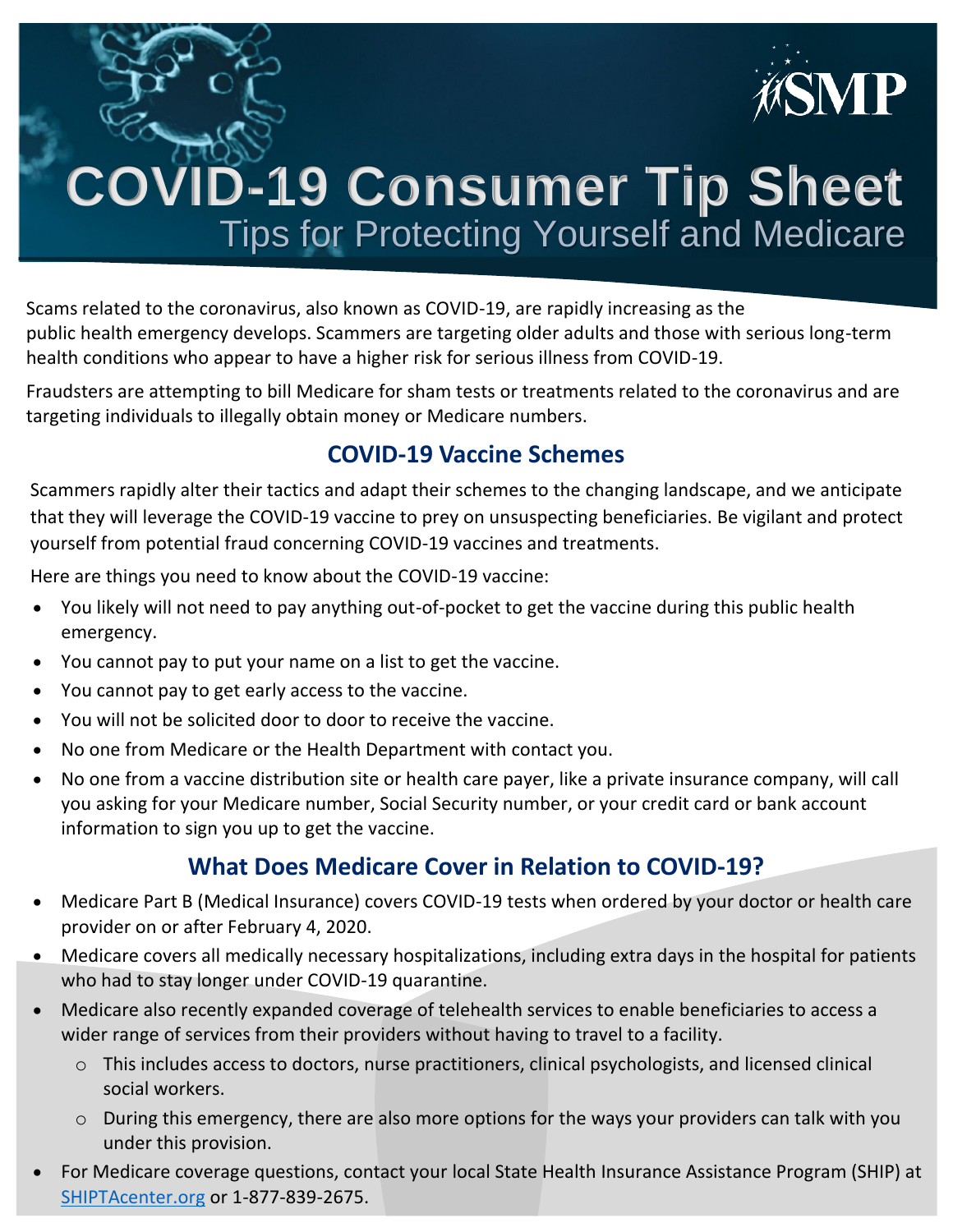SMP

# COVID-19 Consumer Tip Sheet

## Tips for Protecting Yourself and Medicare

Scams related to the coronavirus, also known as COVID-19, are rapidly increasing as the public health emergency develops. Scammers are targeting older adults and those with serious long-term health conditions who appear to have a higher risk for serious illness from COVID-19.

Fraudsters are attempting to bill Medicare for sham tests or treatments related to the coronavirus and are targeting individuals to illegally obtain money or Medicare numbers.

### COVID-19 Vaccine Schemes

Scammers rapidly alter their tactics and adapt their schemes to the changing landscape, and we anticipate that they will leverage the COVID-19 vaccine to prey on unsuspecting beneficiaries. Be vigilant and protect yourself from potential fraud concerning COVID-19 vaccines and treatments.

Here are things you need to know about the COVID-19 vaccine:

- You likely will not need to pay anything out-of-pocket to get the vaccine during this public health emergency.
- You cannot pay to put your name on a list to get the vaccine.
- You cannot pay to get early access to the vaccine.
- You will not be solicited door to door to receive the vaccine.
- No one from Medicare or the Health Department with contact you.
- No one from a vaccine distribution site or health care payer, like a private insurance company, will call you asking for your Medicare number, Social Security number, or your credit card or bank account information to sign you up to get the vaccine.

### What Does Medicare Cover in Relation to COVID-19?

- Medicare Part B (Medical Insurance) covers COVID-19 tests when ordered by your doctor or health care provider on or after February 4, 2020.
- Medicare covers all medically necessary hospitalizations, including extra days in the hospital for patients who had to stay longer under COVID-19 quarantine.
- Medicare also recently expanded coverage of telehealth services to enable beneficiaries to access a wider range of services from their providers without having to travel to a facility.
  - This includes access to doctors, nurse practitioners, clinical psychologists, and licensed clinical social workers.
  - During this emergency, there are also more options for the ways your providers can talk with you under this provision.
- For Medicare coverage questions, contact your local State Health Insurance Assistance Program (SHIP) at SHIPTAcenter.org or 1-877-839-2675.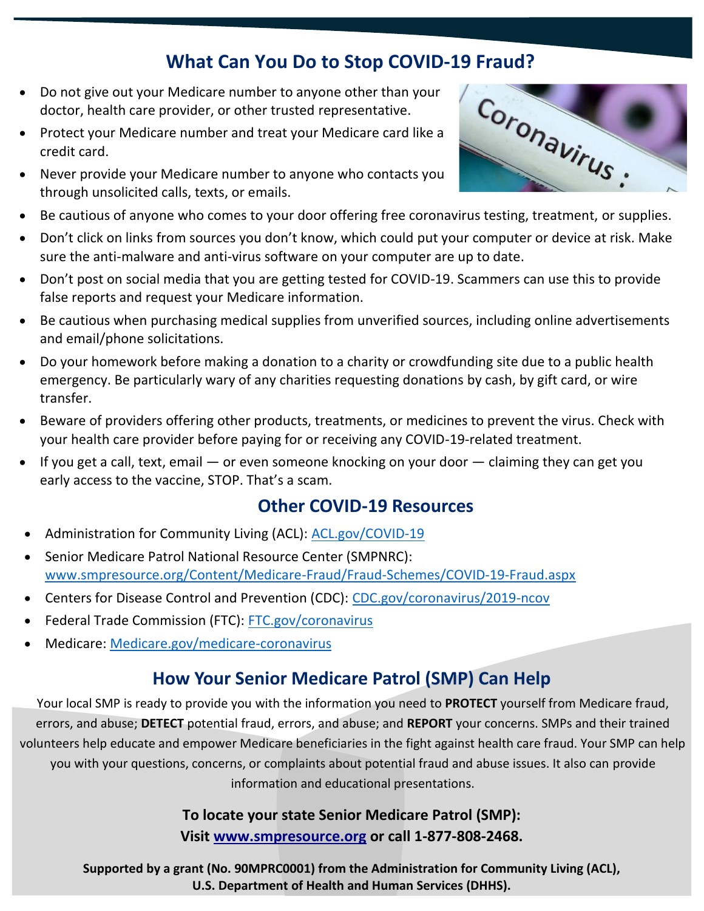## What Can You Do to Stop COVID-19 Fraud?

- Do not give out your Medicare number to anyone other than your doctor, health care provider, or other trusted representative.
- Protect your Medicare number and treat your Medicare card like a credit card.
- Never provide your Medicare number to anyone who contacts you through unsolicited calls, texts, or emails.
- Be cautious of anyone who comes to your door offering free coronavirus testing, treatment, or supplies.
- Don't click on links from sources you don't know, which could put your computer or device at risk. Make sure the anti-malware and anti-virus software on your computer are up to date.
- Don't post on social media that you are getting tested for COVID-19. Scammers can use this to provide false reports and request your Medicare information.
- Be cautious when purchasing medical supplies from unverified sources, including online advertisements and email/phone solicitations.
- Do your homework before making a donation to a charity or crowdfunding site due to a public health emergency. Be particularly wary of any charities requesting donations by cash, by gift card, or wire transfer.
- Beware of providers offering other products, treatments, or medicines to prevent the virus. Check with your health care provider before paying for or receiving any COVID-19-related treatment.
- If you get a call, text, email — or even someone knocking on your door — claiming they can get you early access to the vaccine, STOP. That's a scam.

## Other COVID-19 Resources

- Administration for Community Living (ACL): ACL.gov/COVID-19
- Senior Medicare Patrol National Resource Center (SMPNRC): www.smpresource.org/Content/Medicare-Fraud/Fraud-Schemes/COVID-19-Fraud.aspx
- Centers for Disease Control and Prevention (CDC): CDC.gov/coronavirus/2019-ncov
- Federal Trade Commission (FTC): FTC.gov/coronavirus
- Medicare: Medicare.gov/medicare-coronavirus

## How Your Senior Medicare Patrol (SMP) Can Help

Your local SMP is ready to provide you with the information you need to **PROTECT** yourself from Medicare fraud, errors, and abuse; **DETECT** potential fraud, errors, and abuse; and **REPORT** your concerns. SMPs and their trained volunteers help educate and empower Medicare beneficiaries in the fight against health care fraud. Your SMP can help you with your questions, concerns, or complaints about potential fraud and abuse issues. It also can provide information and educational presentations.

**To locate your state Senior Medicare Patrol (SMP):**
**Visit www.smpresource.org or call 1-877-808-2468.**

**Supported by a grant (No. 90MPRC0001) from the Administration for Community Living (ACL), U.S. Department of Health and Human Services (DHHS).**